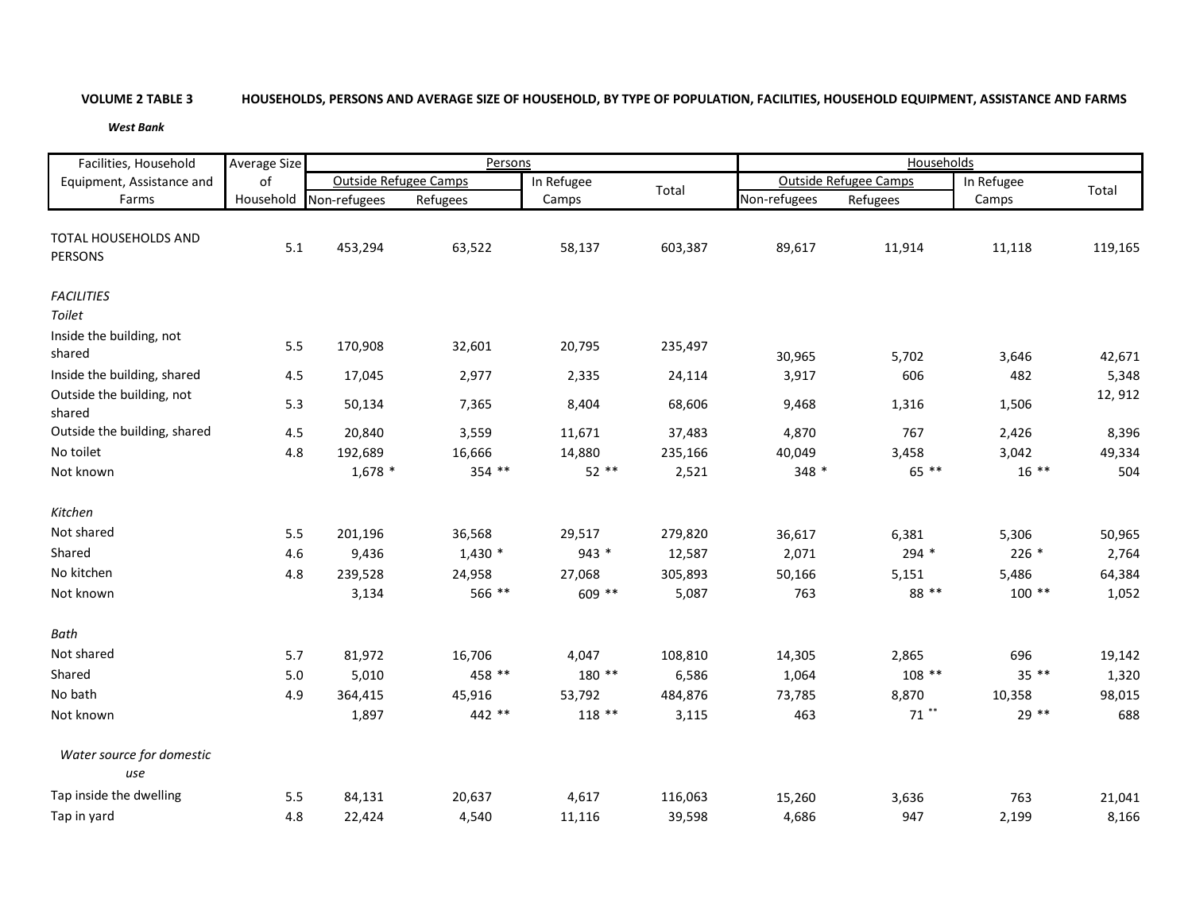**VOLUME 2 TABLE 3** **HOUSEHOLDS, PERSONS AND AVERAGE SIZE OF HOUSEHOLD, BY TYPE OF POPULATION, FACILITIES, HOUSEHOLD EQUIPMENT, ASSISTANCE AND FARMS**

***West Bank***

| Facilities, Household Equipment, Assistance and Farms | Average Size of Household | Persons | | | | Households | | | |
|---|---|---|---|---|---|---|---|---|---|
| | | Outside Refugee Camps | | In Refugee Camps | Total | Outside Refugee Camps | | In Refugee Camps | Total |
| | | Non-refugees | Refugees | | | Non-refugees | Refugees | | |
| TOTAL HOUSEHOLDS AND PERSONS | 5.1 | 453,294 | 63,522 | 58,137 | 603,387 | 89,617 | 11,914 | 11,118 | 119,165 |
| *FACILITIES* | | | | | | | | | |
| *Toilet* | | | | | | | | | |
| Inside the building, not shared | 5.5 | 170,908 | 32,601 | 20,795 | 235,497 | 30,965 | 5,702 | 3,646 | 42,671 |
| Inside the building, shared | 4.5 | 17,045 | 2,977 | 2,335 | 24,114 | 3,917 | 606 | 482 | 5,348 |
| Outside the building, not shared | 5.3 | 50,134 | 7,365 | 8,404 | 68,606 | 9,468 | 1,316 | 1,506 | 12, 912 |
| Outside the building, shared | 4.5 | 20,840 | 3,559 | 11,671 | 37,483 | 4,870 | 767 | 2,426 | 8,396 |
| No toilet | 4.8 | 192,689 | 16,666 | 14,880 | 235,166 | 40,049 | 3,458 | 3,042 | 49,334 |
| Not known | | 1,678 * | 354 ** | 52 ** | 2,521 | 348 * | 65 ** | 16 ** | 504 |
| *Kitchen* | | | | | | | | | |
| Not shared | 5.5 | 201,196 | 36,568 | 29,517 | 279,820 | 36,617 | 6,381 | 5,306 | 50,965 |
| Shared | 4.6 | 9,436 | 1,430 * | 943 * | 12,587 | 2,071 | 294 * | 226 * | 2,764 |
| No kitchen | 4.8 | 239,528 | 24,958 | 27,068 | 305,893 | 50,166 | 5,151 | 5,486 | 64,384 |
| Not known | | 3,134 | 566 ** | 609 ** | 5,087 | 763 | 88 ** | 100 ** | 1,052 |
| *Bath* | | | | | | | | | |
| Not shared | 5.7 | 81,972 | 16,706 | 4,047 | 108,810 | 14,305 | 2,865 | 696 | 19,142 |
| Shared | 5.0 | 5,010 | 458 ** | 180 ** | 6,586 | 1,064 | 108 ** | 35 ** | 1,320 |
| No bath | 4.9 | 364,415 | 45,916 | 53,792 | 484,876 | 73,785 | 8,870 | 10,358 | 98,015 |
| Not known | | 1,897 | 442 ** | 118 ** | 3,115 | 463 | 71 ** | 29 ** | 688 |
| *Water source for domestic use* | | | | | | | | | |
| Tap inside the dwelling | 5.5 | 84,131 | 20,637 | 4,617 | 116,063 | 15,260 | 3,636 | 763 | 21,041 |
| Tap in yard | 4.8 | 22,424 | 4,540 | 11,116 | 39,598 | 4,686 | 947 | 2,199 | 8,166 |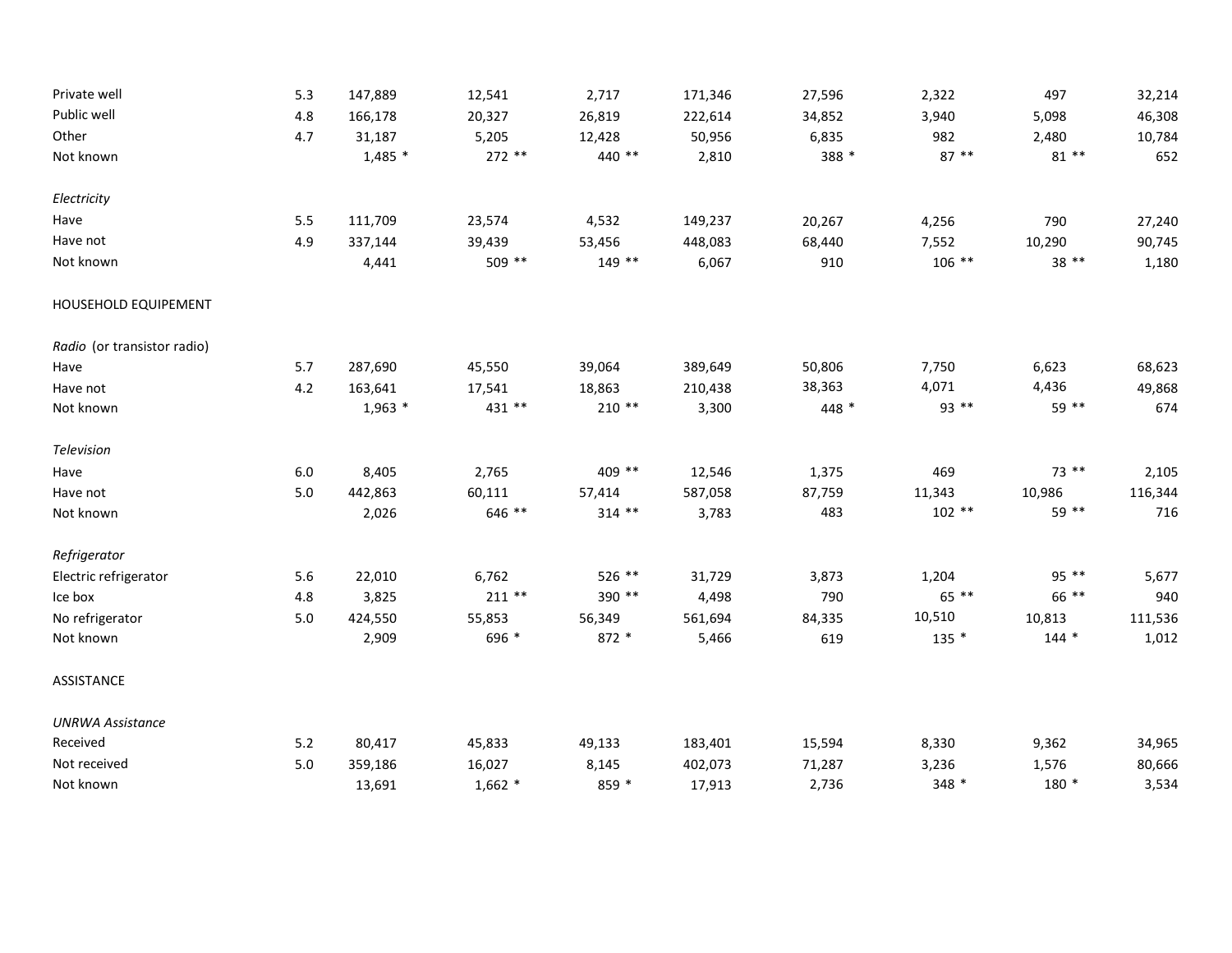| | | | | | | | | | |
|---|---|---|---|---|---|---|---|---|---|
| Private well | 5.3 | 147,889 | 12,541 | 2,717 | 171,346 | 27,596 | 2,322 | 497 | 32,214 |
| Public well | 4.8 | 166,178 | 20,327 | 26,819 | 222,614 | 34,852 | 3,940 | 5,098 | 46,308 |
| Other | 4.7 | 31,187 | 5,205 | 12,428 | 50,956 | 6,835 | 982 | 2,480 | 10,784 |
| Not known | | 1,485 * | 272 ** | 440 ** | 2,810 | 388 * | 87 ** | 81 ** | 652 |
| | | | | | | | | | |
| *Electricity* | | | | | | | | | |
| Have | 5.5 | 111,709 | 23,574 | 4,532 | 149,237 | 20,267 | 4,256 | 790 | 27,240 |
| Have not | 4.9 | 337,144 | 39,439 | 53,456 | 448,083 | 68,440 | 7,552 | 10,290 | 90,745 |
| Not known | | 4,441 | 509 ** | 149 ** | 6,067 | 910 | 106 ** | 38 ** | 1,180 |
| | | | | | | | | | |
| HOUSEHOLD EQUIPEMENT | | | | | | | | | |
| | | | | | | | | | |
| *Radio* (or transistor radio) | | | | | | | | | |
| Have | 5.7 | 287,690 | 45,550 | 39,064 | 389,649 | 50,806 | 7,750 | 6,623 | 68,623 |
| Have not | 4.2 | 163,641 | 17,541 | 18,863 | 210,438 | 38,363 | 4,071 | 4,436 | 49,868 |
| Not known | | 1,963 * | 431 ** | 210 ** | 3,300 | 448 * | 93 ** | 59 ** | 674 |
| | | | | | | | | | |
| *Television* | | | | | | | | | |
| Have | 6.0 | 8,405 | 2,765 | 409 ** | 12,546 | 1,375 | 469 | 73 ** | 2,105 |
| Have not | 5.0 | 442,863 | 60,111 | 57,414 | 587,058 | 87,759 | 11,343 | 10,986 | 116,344 |
| Not known | | 2,026 | 646 ** | 314 ** | 3,783 | 483 | 102 ** | 59 ** | 716 |
| | | | | | | | | | |
| *Refrigerator* | | | | | | | | | |
| Electric refrigerator | 5.6 | 22,010 | 6,762 | 526 ** | 31,729 | 3,873 | 1,204 | 95 ** | 5,677 |
| Ice box | 4.8 | 3,825 | 211 ** | 390 ** | 4,498 | 790 | 65 ** | 66 ** | 940 |
| No refrigerator | 5.0 | 424,550 | 55,853 | 56,349 | 561,694 | 84,335 | 10,510 | 10,813 | 111,536 |
| Not known | | 2,909 | 696 * | 872 * | 5,466 | 619 | 135 * | 144 * | 1,012 |
| | | | | | | | | | |
| ASSISTANCE | | | | | | | | | |
| | | | | | | | | | |
| *UNRWA Assistance* | | | | | | | | | |
| Received | 5.2 | 80,417 | 45,833 | 49,133 | 183,401 | 15,594 | 8,330 | 9,362 | 34,965 |
| Not received | 5.0 | 359,186 | 16,027 | 8,145 | 402,073 | 71,287 | 3,236 | 1,576 | 80,666 |
| Not known | | 13,691 | 1,662 * | 859 * | 17,913 | 2,736 | 348 * | 180 * | 3,534 |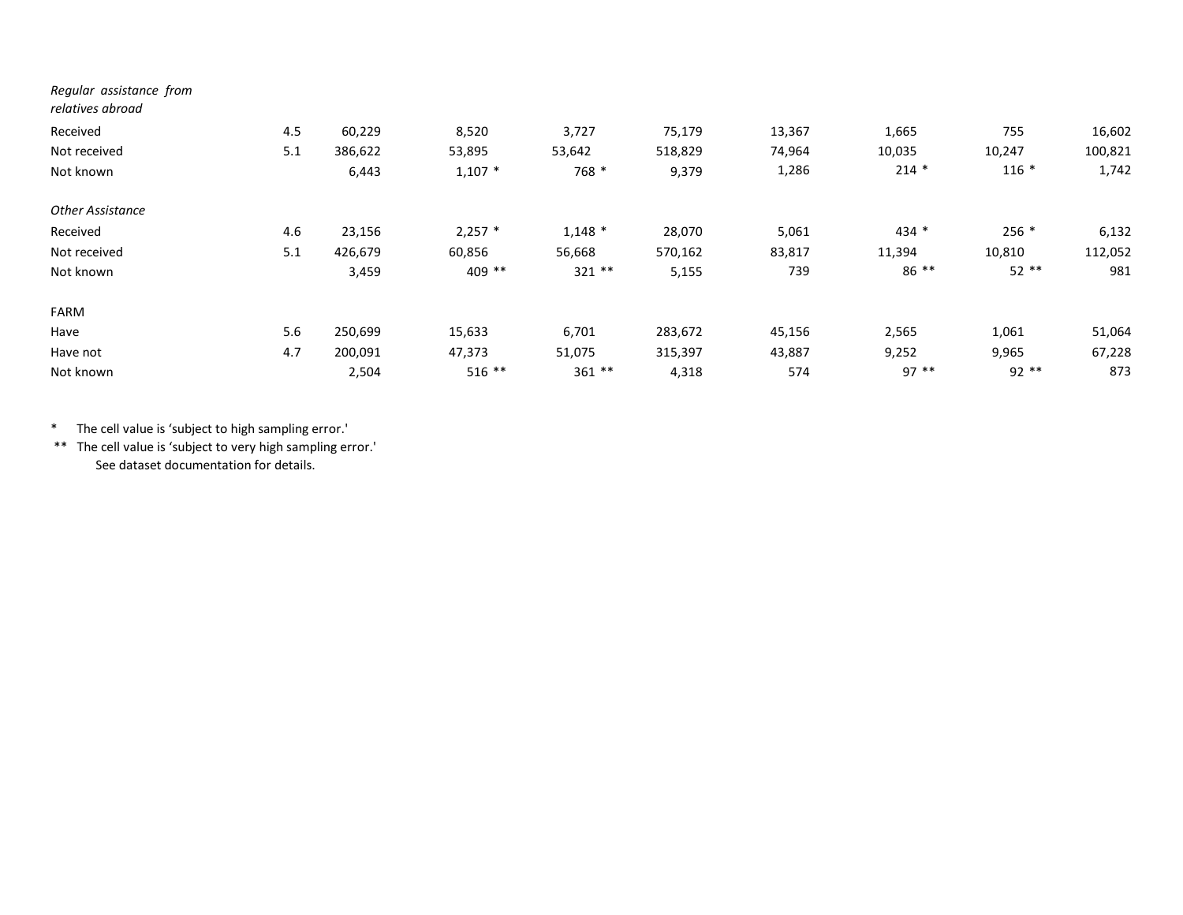| | | | | | | | | | |
|---|---|---|---|---|---|---|---|---|---|
| *Regular assistance from relatives abroad* | | | | | | | | | |
| Received | 4.5 | 60,229 | 8,520 | 3,727 | 75,179 | 13,367 | 1,665 | 755 | 16,602 |
| Not received | 5.1 | 386,622 | 53,895 | 53,642 | 518,829 | 74,964 | 10,035 | 10,247 | 100,821 |
| Not known | | 6,443 | 1,107 * | 768 * | 9,379 | 1,286 | 214 * | 116 * | 1,742 |
| | | | | | | | | | |
| *Other Assistance* | | | | | | | | | |
| Received | 4.6 | 23,156 | 2,257 * | 1,148 * | 28,070 | 5,061 | 434 * | 256 * | 6,132 |
| Not received | 5.1 | 426,679 | 60,856 | 56,668 | 570,162 | 83,817 | 11,394 | 10,810 | 112,052 |
| Not known | | 3,459 | 409 ** | 321 ** | 5,155 | 739 | 86 ** | 52 ** | 981 |
| | | | | | | | | | |
| FARM | | | | | | | | | |
| Have | 5.6 | 250,699 | 15,633 | 6,701 | 283,672 | 45,156 | 2,565 | 1,061 | 51,064 |
| Have not | 4.7 | 200,091 | 47,373 | 51,075 | 315,397 | 43,887 | 9,252 | 9,965 | 67,228 |
| Not known | | 2,504 | 516 ** | 361 ** | 4,318 | 574 | 97 ** | 92 ** | 873 |

\* The cell value is 'subject to high sampling error.'

\*\* The cell value is 'subject to very high sampling error.'

See dataset documentation for details.